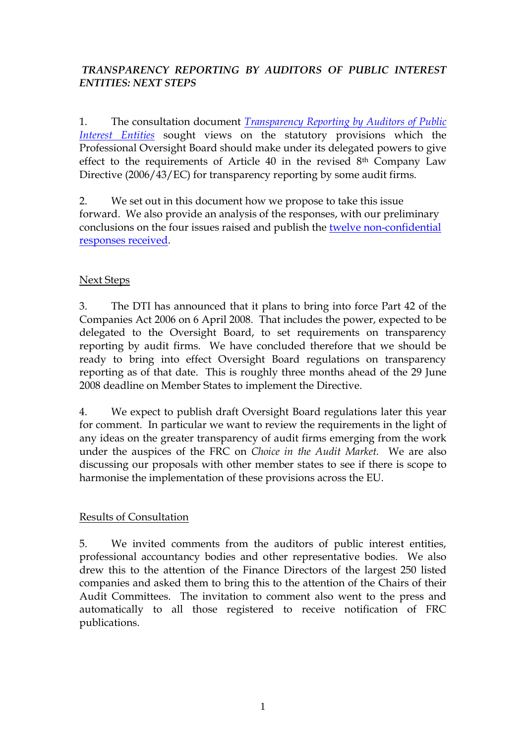# *TRANSPARENCY REPORTING BY AUDITORS OF PUBLIC INTEREST ENTITIES: NEXT STEPS*

1. The consultation document *Transparency Reporting by Auditors of Public Interest Entities* sought views on the statutory provisions which the Professional Oversight Board should make under its delegated powers to give effect to the requirements of Article 40 in the revised 8th Company Law Directive (2006/43/EC) for transparency reporting by some audit firms.

2. We set out in this document how we propose to take this issue forward. We also provide an analysis of the responses, with our preliminary conclusions on the four issues raised and publish the twelve non-confidential responses received.

## Next Steps

3. The DTI has announced that it plans to bring into force Part 42 of the Companies Act 2006 on 6 April 2008. That includes the power, expected to be delegated to the Oversight Board, to set requirements on transparency reporting by audit firms. We have concluded therefore that we should be ready to bring into effect Oversight Board regulations on transparency reporting as of that date. This is roughly three months ahead of the 29 June 2008 deadline on Member States to implement the Directive.

4. We expect to publish draft Oversight Board regulations later this year for comment. In particular we want to review the requirements in the light of any ideas on the greater transparency of audit firms emerging from the work under the auspices of the FRC on *Choice in the Audit Market.* We are also discussing our proposals with other member states to see if there is scope to harmonise the implementation of these provisions across the EU.

## Results of Consultation

5. We invited comments from the auditors of public interest entities, professional accountancy bodies and other representative bodies. We also drew this to the attention of the Finance Directors of the largest 250 listed companies and asked them to bring this to the attention of the Chairs of their Audit Committees. The invitation to comment also went to the press and automatically to all those registered to receive notification of FRC publications.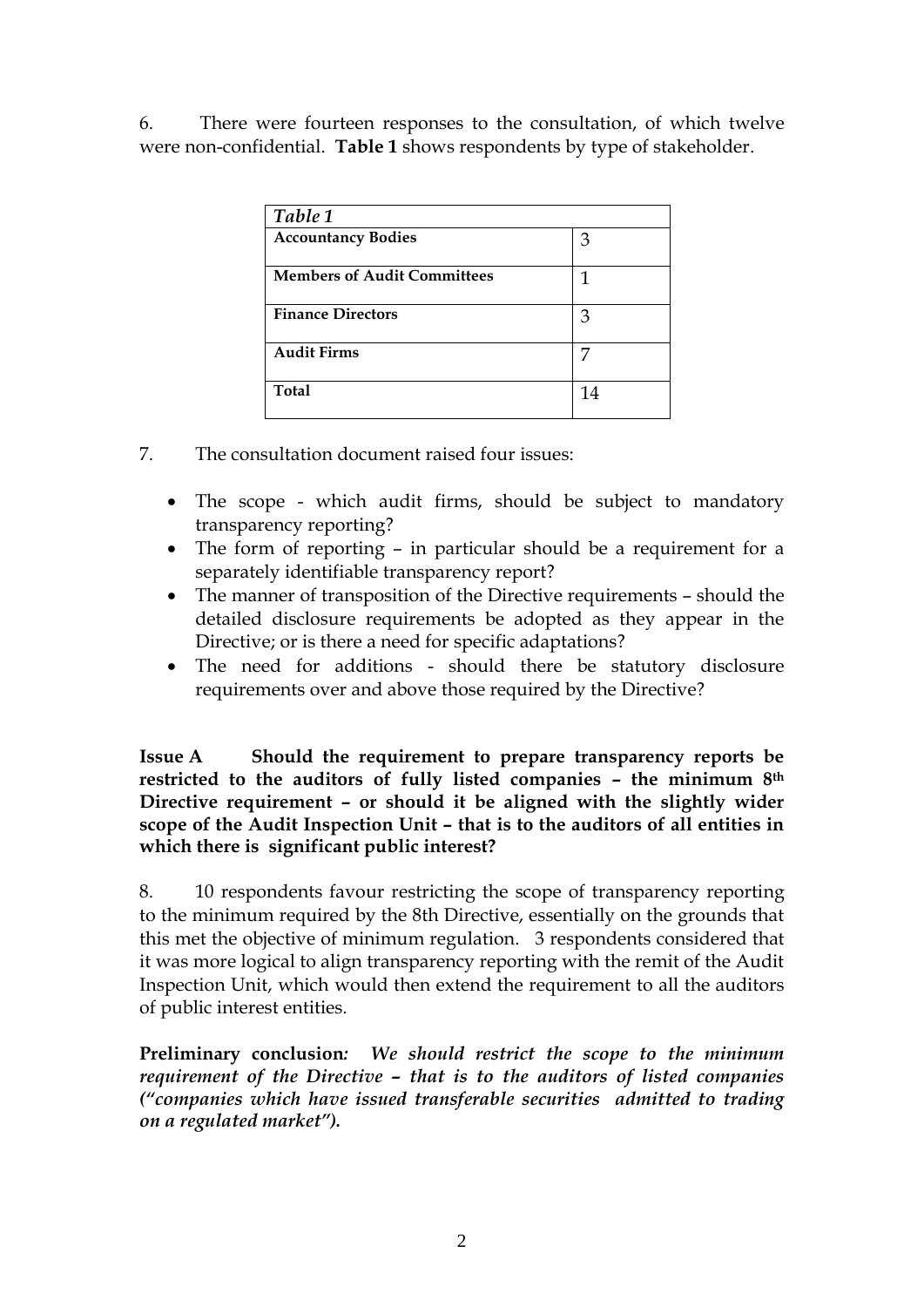6. There were fourteen responses to the consultation, of which twelve were non-confidential. **Table 1** shows respondents by type of stakeholder.

| *Table 1* | |
|---|---|
| **Accountancy Bodies** | 3 |
| **Members of Audit Committees** | 1 |
| **Finance Directors** | 3 |
| **Audit Firms** | 7 |
| **Total** | 14 |

7. The consultation document raised four issues:

- The scope - which audit firms, should be subject to mandatory transparency reporting?
- The form of reporting – in particular should be a requirement for a separately identifiable transparency report?
- The manner of transposition of the Directive requirements – should the detailed disclosure requirements be adopted as they appear in the Directive; or is there a need for specific adaptations?
- The need for additions - should there be statutory disclosure requirements over and above those required by the Directive?

**Issue A Should the requirement to prepare transparency reports be restricted to the auditors of fully listed companies – the minimum 8th Directive requirement – or should it be aligned with the slightly wider scope of the Audit Inspection Unit – that is to the auditors of all entities in which there is significant public interest?**

8. 10 respondents favour restricting the scope of transparency reporting to the minimum required by the 8th Directive, essentially on the grounds that this met the objective of minimum regulation. 3 respondents considered that it was more logical to align transparency reporting with the remit of the Audit Inspection Unit, which would then extend the requirement to all the auditors of public interest entities.

**Preliminary conclusion***: **We should restrict the scope to the minimum requirement of the Directive – that is to the auditors of listed companies ("companies which have issued transferable securities admitted to trading on a regulated market").***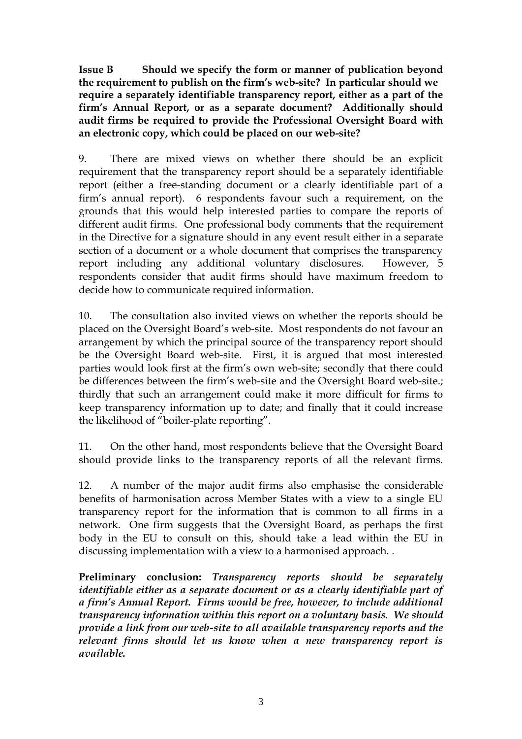**Issue B Should we specify the form or manner of publication beyond the requirement to publish on the firm's web-site? In particular should we require a separately identifiable transparency report, either as a part of the firm's Annual Report, or as a separate document? Additionally should audit firms be required to provide the Professional Oversight Board with an electronic copy, which could be placed on our web-site?**

9. There are mixed views on whether there should be an explicit requirement that the transparency report should be a separately identifiable report (either a free-standing document or a clearly identifiable part of a firm's annual report). 6 respondents favour such a requirement, on the grounds that this would help interested parties to compare the reports of different audit firms. One professional body comments that the requirement in the Directive for a signature should in any event result either in a separate section of a document or a whole document that comprises the transparency report including any additional voluntary disclosures. However, 5 respondents consider that audit firms should have maximum freedom to decide how to communicate required information.

10. The consultation also invited views on whether the reports should be placed on the Oversight Board's web-site. Most respondents do not favour an arrangement by which the principal source of the transparency report should be the Oversight Board web-site. First, it is argued that most interested parties would look first at the firm's own web-site; secondly that there could be differences between the firm's web-site and the Oversight Board web-site.; thirdly that such an arrangement could make it more difficult for firms to keep transparency information up to date; and finally that it could increase the likelihood of "boiler-plate reporting".

11. On the other hand, most respondents believe that the Oversight Board should provide links to the transparency reports of all the relevant firms.

12. A number of the major audit firms also emphasise the considerable benefits of harmonisation across Member States with a view to a single EU transparency report for the information that is common to all firms in a network. One firm suggests that the Oversight Board, as perhaps the first body in the EU to consult on this, should take a lead within the EU in discussing implementation with a view to a harmonised approach. .

**Preliminary conclusion:** ***Transparency reports should be separately identifiable either as a separate document or as a clearly identifiable part of a firm's Annual Report. Firms would be free, however, to include additional transparency information within this report on a voluntary basis. We should provide a link from our web-site to all available transparency reports and the relevant firms should let us know when a new transparency report is available.***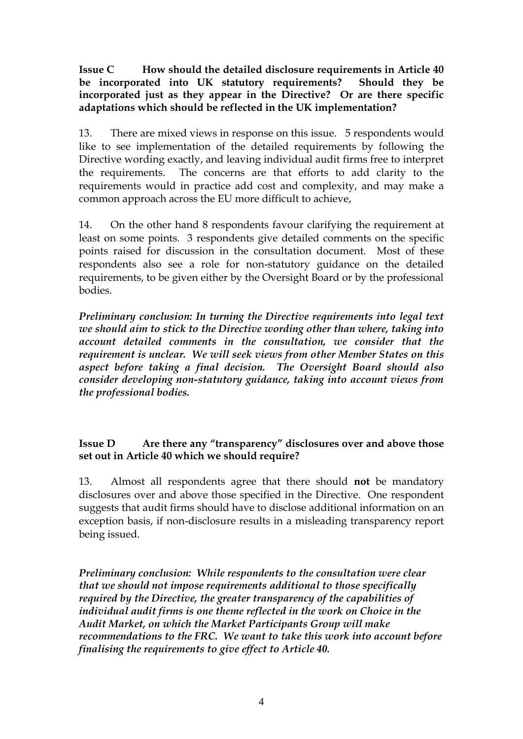**Issue C How should the detailed disclosure requirements in Article 40 be incorporated into UK statutory requirements? Should they be incorporated just as they appear in the Directive? Or are there specific adaptations which should be reflected in the UK implementation?**

13. There are mixed views in response on this issue. 5 respondents would like to see implementation of the detailed requirements by following the Directive wording exactly, and leaving individual audit firms free to interpret the requirements. The concerns are that efforts to add clarity to the requirements would in practice add cost and complexity, and may make a common approach across the EU more difficult to achieve,

14. On the other hand 8 respondents favour clarifying the requirement at least on some points. 3 respondents give detailed comments on the specific points raised for discussion in the consultation document. Most of these respondents also see a role for non-statutory guidance on the detailed requirements, to be given either by the Oversight Board or by the professional bodies.

***Preliminary conclusion: In turning the Directive requirements into legal text we should aim to stick to the Directive wording other than where, taking into account detailed comments in the consultation, we consider that the requirement is unclear. We will seek views from other Member States on this aspect before taking a final decision. The Oversight Board should also consider developing non-statutory guidance, taking into account views from the professional bodies.***

**Issue D Are there any "transparency" disclosures over and above those set out in Article 40 which we should require?**

13. Almost all respondents agree that there should **not** be mandatory disclosures over and above those specified in the Directive. One respondent suggests that audit firms should have to disclose additional information on an exception basis, if non-disclosure results in a misleading transparency report being issued.

***Preliminary conclusion: While respondents to the consultation were clear that we should not impose requirements additional to those specifically required by the Directive, the greater transparency of the capabilities of individual audit firms is one theme reflected in the work on Choice in the Audit Market, on which the Market Participants Group will make recommendations to the FRC. We want to take this work into account before finalising the requirements to give effect to Article 40.***